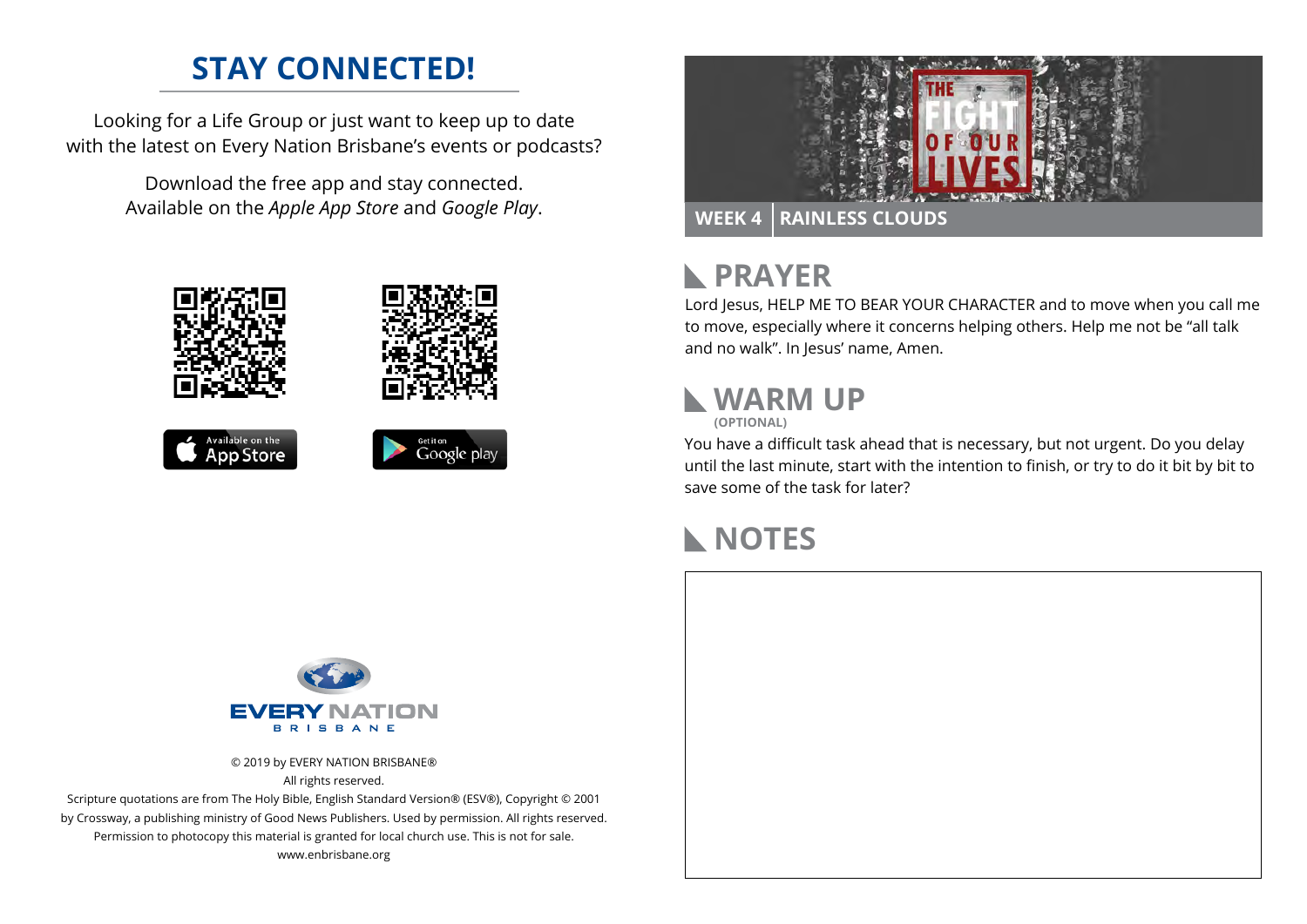# STAY CONNECTED!

Looking for a Life Group or just want to keep up to date with the latest on Every Nation Brisbane's events or podcasts?

Download the free app and stay connected. Available on the *Apple App Store* and *Google Play*.

© 2019 by EVERY NATION BRISBANE®
All rights reserved.
Scripture quotations are from The Holy Bible, English Standard Version® (ESV®), Copyright © 2001 by Crossway, a publishing ministry of Good News Publishers. Used by permission. All rights reserved.
Permission to photocopy this material is granted for local church use. This is not for sale.
www.enbrisbane.org

THE FIGHT OF OUR LIVES

**WEEK 4 | RAINLESS CLOUDS**

## PRAYER

Lord Jesus, HELP ME TO BEAR YOUR CHARACTER and to move when you call me to move, especially where it concerns helping others. Help me not be "all talk and no walk". In Jesus' name, Amen.

## WARM UP

**(OPTIONAL)**

You have a difficult task ahead that is necessary, but not urgent. Do you delay until the last minute, start with the intention to finish, or try to do it bit by bit to save some of the task for later?

## NOTES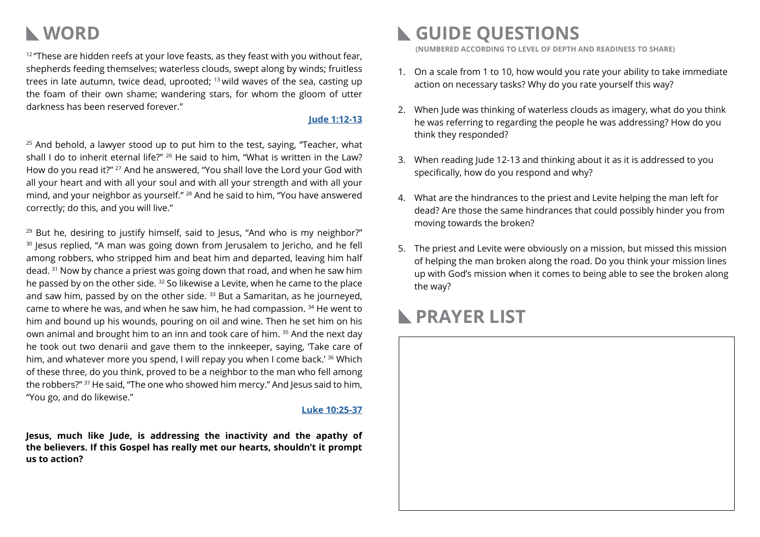# WORD

[12] "These are hidden reefs at your love feasts, as they feast with you without fear, shepherds feeding themselves; waterless clouds, swept along by winds; fruitless trees in late autumn, twice dead, uprooted; [13] wild waves of the sea, casting up the foam of their own shame; wandering stars, for whom the gloom of utter darkness has been reserved forever."

**Jude 1:12-13**

[25] And behold, a lawyer stood up to put him to the test, saying, "Teacher, what shall I do to inherit eternal life?" [26] He said to him, "What is written in the Law? How do you read it?" [27] And he answered, "You shall love the Lord your God with all your heart and with all your soul and with all your strength and with all your mind, and your neighbor as yourself." [28] And he said to him, "You have answered correctly; do this, and you will live."

[29] But he, desiring to justify himself, said to Jesus, "And who is my neighbor?" [30] Jesus replied, "A man was going down from Jerusalem to Jericho, and he fell among robbers, who stripped him and beat him and departed, leaving him half dead. [31] Now by chance a priest was going down that road, and when he saw him he passed by on the other side. [32] So likewise a Levite, when he came to the place and saw him, passed by on the other side. [33] But a Samaritan, as he journeyed, came to where he was, and when he saw him, he had compassion. [34] He went to him and bound up his wounds, pouring on oil and wine. Then he set him on his own animal and brought him to an inn and took care of him. [35] And the next day he took out two denarii and gave them to the innkeeper, saying, 'Take care of him, and whatever more you spend, I will repay you when I come back.' [36] Which of these three, do you think, proved to be a neighbor to the man who fell among the robbers?" [37] He said, "The one who showed him mercy." And Jesus said to him, "You go, and do likewise."

**Luke 10:25-37**

**Jesus, much like Jude, is addressing the inactivity and the apathy of the believers. If this Gospel has really met our hearts, shouldn't it prompt us to action?**

# GUIDE QUESTIONS

**(NUMBERED ACCORDING TO LEVEL OF DEPTH AND READINESS TO SHARE)**

1. On a scale from 1 to 10, how would you rate your ability to take immediate action on necessary tasks? Why do you rate yourself this way?
2. When Jude was thinking of waterless clouds as imagery, what do you think he was referring to regarding the people he was addressing? How do you think they responded?
3. When reading Jude 12-13 and thinking about it as it is addressed to you specifically, how do you respond and why?
4. What are the hindrances to the priest and Levite helping the man left for dead? Are those the same hindrances that could possibly hinder you from moving towards the broken?
5. The priest and Levite were obviously on a mission, but missed this mission of helping the man broken along the road. Do you think your mission lines up with God's mission when it comes to being able to see the broken along the way?

# PRAYER LIST